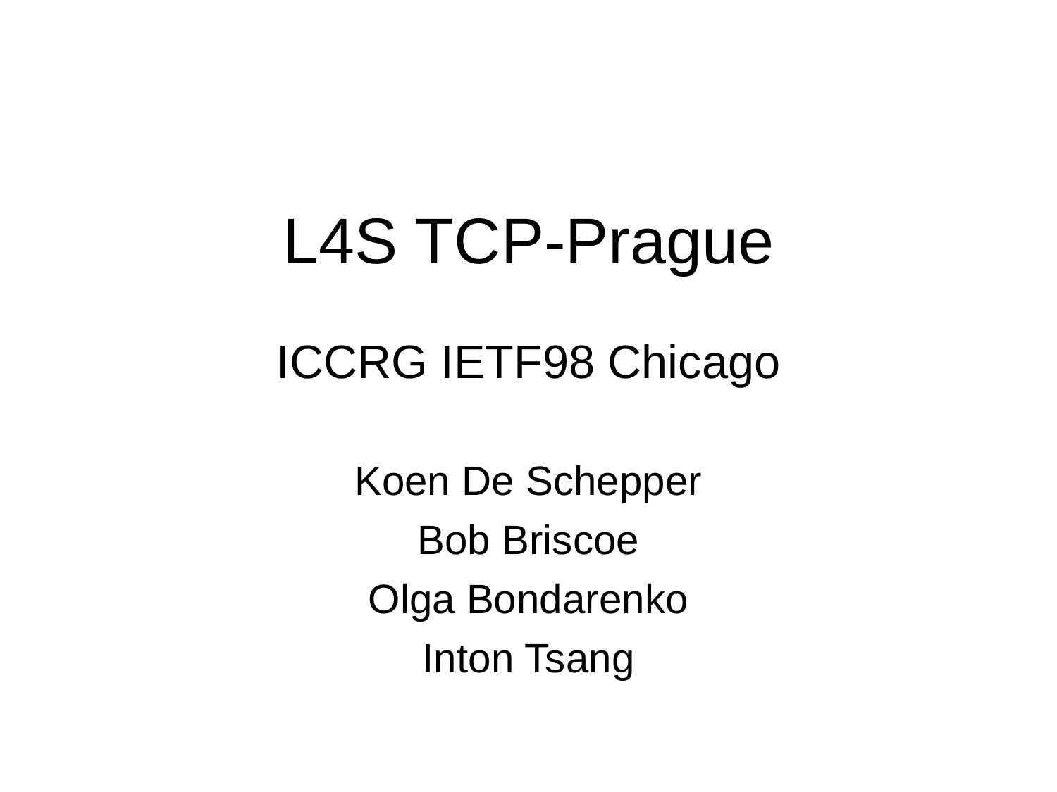# L4S TCP-Prague

ICCRG IETF98 Chicago

Koen De Schepper

Bob Briscoe

Olga Bondarenko

Inton Tsang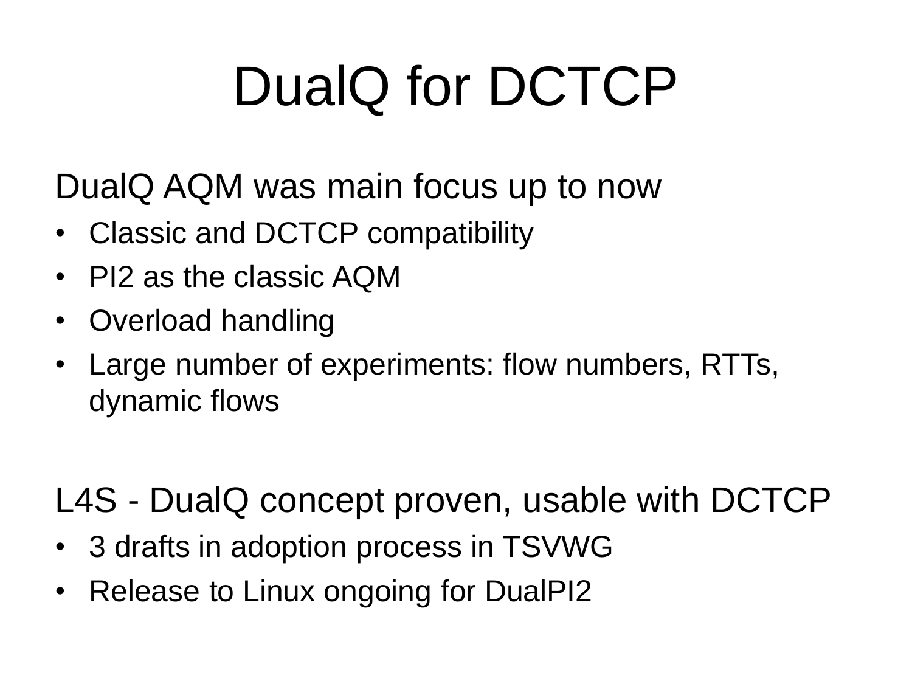# DualQ for DCTCP

DualQ AQM was main focus up to now

- Classic and DCTCP compatibility
- PI2 as the classic AQM
- Overload handling
- Large number of experiments: flow numbers, RTTs, dynamic flows

L4S - DualQ concept proven, usable with DCTCP

- 3 drafts in adoption process in TSVWG
- Release to Linux ongoing for DualPI2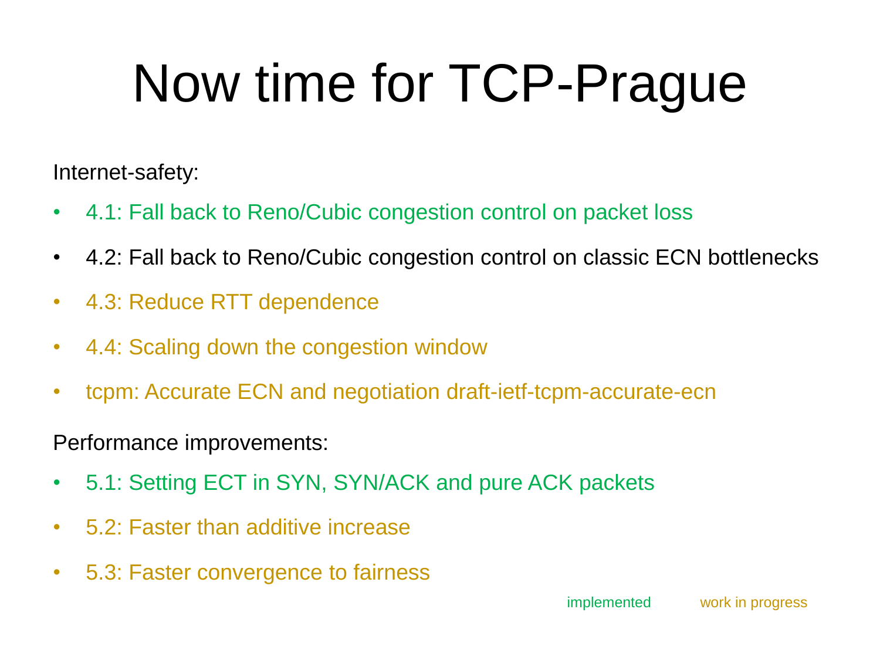# Now time for TCP-Prague

Internet-safety:

- 4.1: Fall back to Reno/Cubic congestion control on packet loss
- 4.2: Fall back to Reno/Cubic congestion control on classic ECN bottlenecks
- 4.3: Reduce RTT dependence
- 4.4: Scaling down the congestion window
- tcpm: Accurate ECN and negotiation draft-ietf-tcpm-accurate-ecn

Performance improvements:

- 5.1: Setting ECT in SYN, SYN/ACK and pure ACK packets
- 5.2: Faster than additive increase
- 5.3: Faster convergence to fairness

implemented work in progress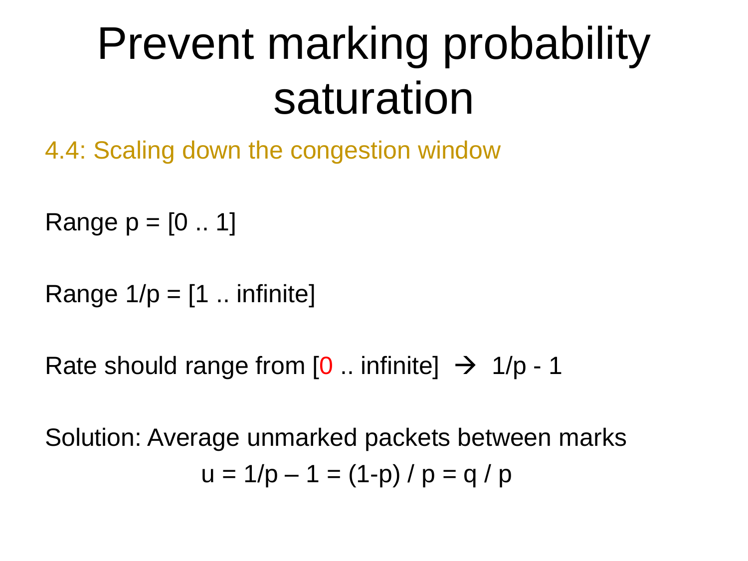# Prevent marking probability saturation

4.4: Scaling down the congestion window

Range $p = [0 .. 1]$

Range $1/p = [1 .. \text{infinite}]$

Rate should range from $[0 .. \text{infinite}]$ → $1/p - 1$

Solution: Average unmarked packets between marks

$$u = 1/p - 1 = (1-p) / p = q / p$$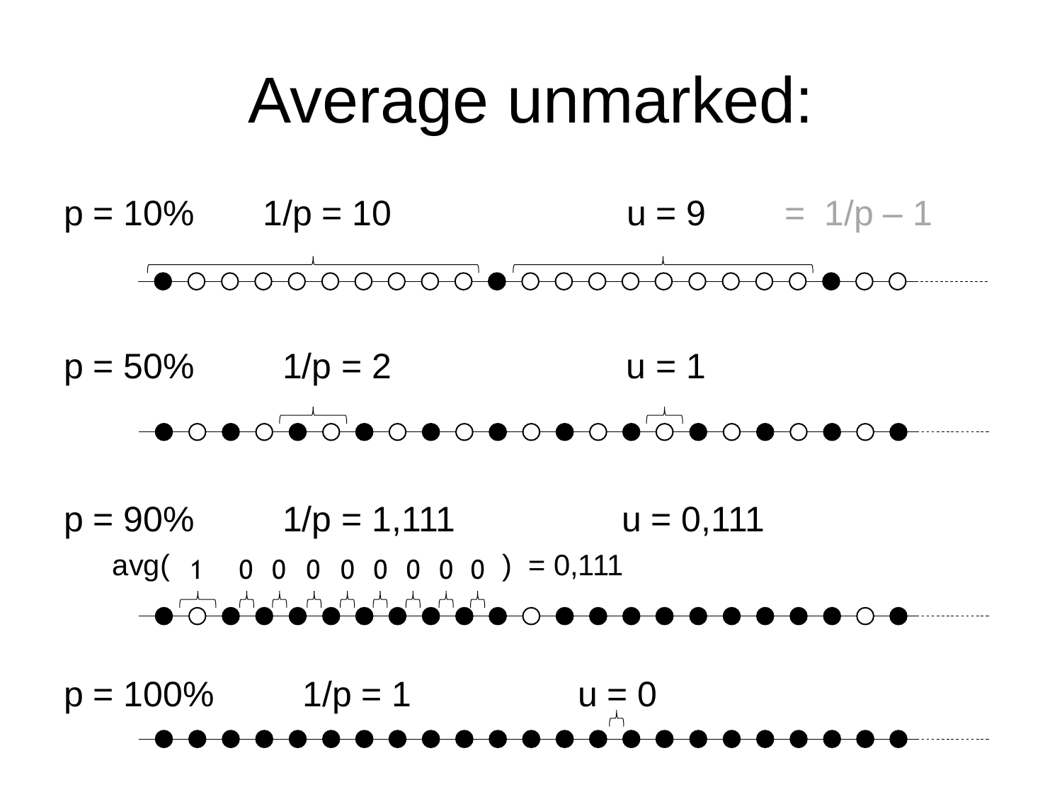# Average unmarked:

p = 10%  1/p = 10  u = 9  = 1/p – 1

p = 50%  1/p = 2  u = 1

p = 90%  1/p = 1,111  u = 0,111

avg( 1 0 0 0 0 0 0 0 0 ) = 0,111

p = 100%  1/p = 1  u = 0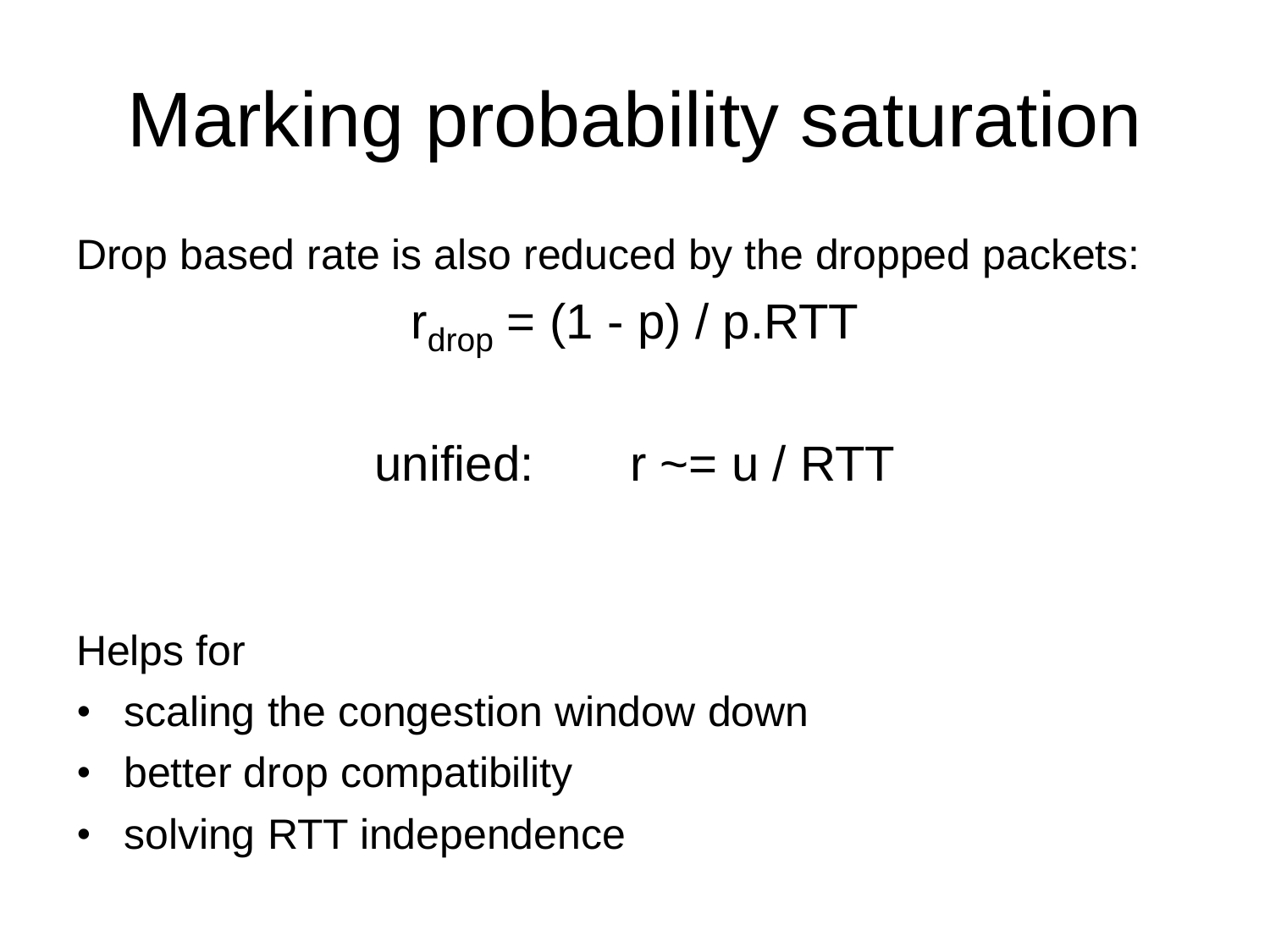# Marking probability saturation

Drop based rate is also reduced by the dropped packets:

$$r_{drop} = (1 - p) / p.RTT$$

$$\text{unified:} \qquad r \sim= u / RTT$$

Helps for

- scaling the congestion window down
- better drop compatibility
- solving RTT independence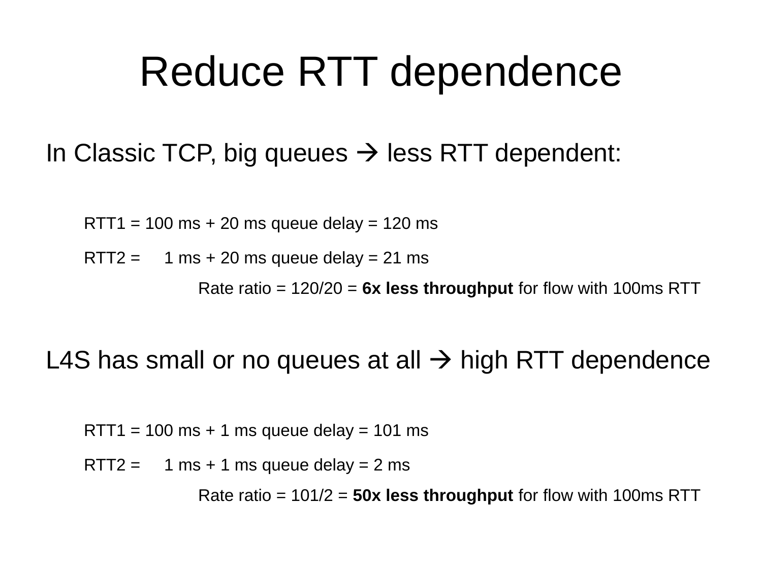# Reduce RTT dependence

In Classic TCP, big queues → less RTT dependent:

RTT1 = 100 ms + 20 ms queue delay = 120 ms

RTT2 = 1 ms + 20 ms queue delay = 21 ms

Rate ratio = 120/20 = **6x less throughput** for flow with 100ms RTT

L4S has small or no queues at all → high RTT dependence

RTT1 = 100 ms + 1 ms queue delay = 101 ms

RTT2 = 1 ms + 1 ms queue delay = 2 ms

Rate ratio = 101/2 = **50x less throughput** for flow with 100ms RTT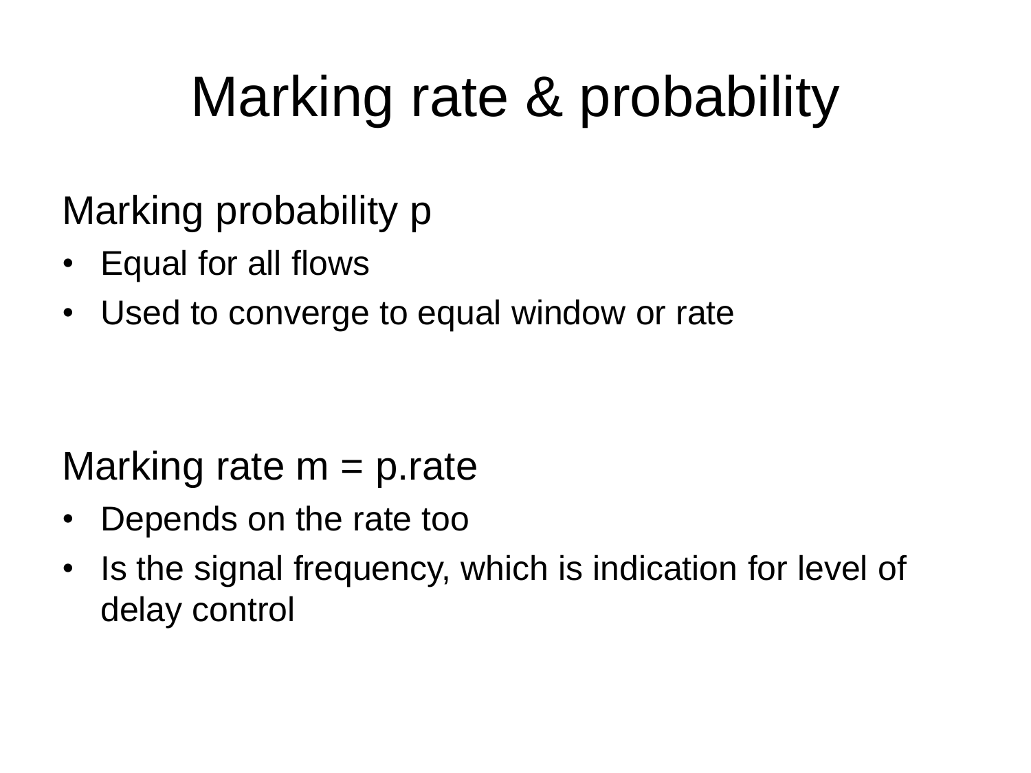# Marking rate & probability

Marking probability $p$

- Equal for all flows
- Used to converge to equal window or rate

Marking rate $m = p.rate$

- Depends on the rate too
- Is the signal frequency, which is indication for level of delay control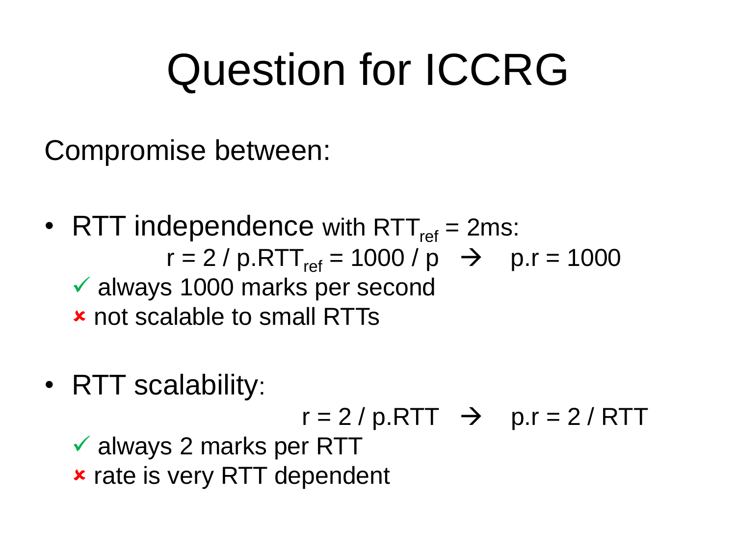# Question for ICCRG

Compromise between:

- RTT independence with $RTT_{ref} = 2ms$:

  $$r = 2 / p.RTT_{ref} = 1000 / p \quad \rightarrow \quad p.r = 1000$$

  ✓ always 1000 marks per second

  ✗ not scalable to small RTTs

- RTT scalability:

  $$r = 2 / p.RTT \quad \rightarrow \quad p.r = 2 / RTT$$

  ✓ always 2 marks per RTT

  ✗ rate is very RTT dependent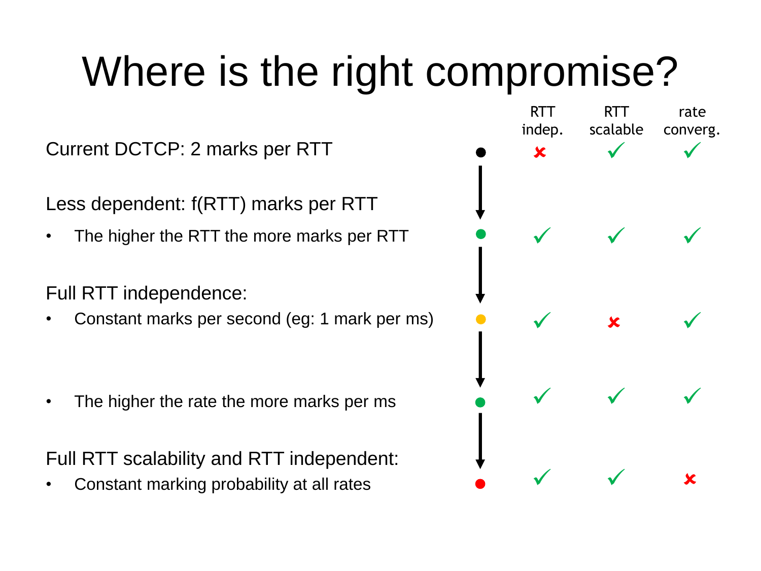# Where is the right compromise?

| | RTT indep. | RTT scalable | rate converg. |
|---|---|---|---|
| Current DCTCP: 2 marks per RTT | ✗ | ✓ | ✓ |
| Less dependent: f(RTT) marks per RTT — The higher the RTT the more marks per RTT | ✓ | ✓ | ✓ |
| Full RTT independence: Constant marks per second (eg: 1 mark per ms) | ✓ | ✗ | ✓ |
| The higher the rate the more marks per ms | ✓ | ✓ | ✓ |
| Full RTT scalability and RTT independent: Constant marking probability at all rates | ✓ | ✓ | ✗ |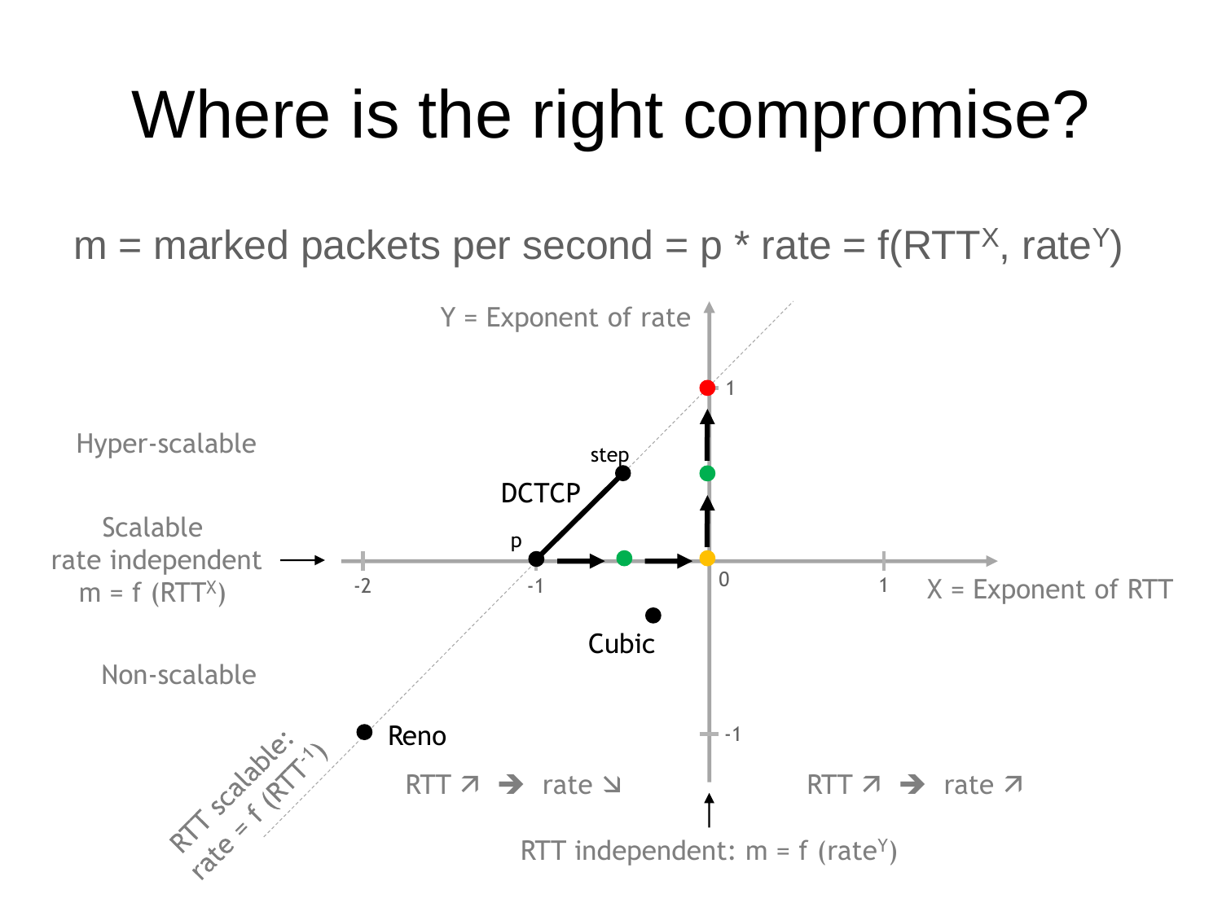# Where is the right compromise?

m = marked packets per second = p * rate = $f(RTT^X, rate^Y)$

Y = Exponent of rate

X = Exponent of RTT

Hyper-scalable

Scalable
rate independent
$m = f(RTT^X)$

Non-scalable

RTT scalable:
$rate = f(RTT^{-1})$

RTT independent: $m = f(rate^Y)$

RTT ↗ ➔ rate ↘

RTT ↗ ➔ rate ↗

DCTCP

step

p

Cubic

Reno

-2 &nbsp; -1 &nbsp; 0 &nbsp; 1

1

-1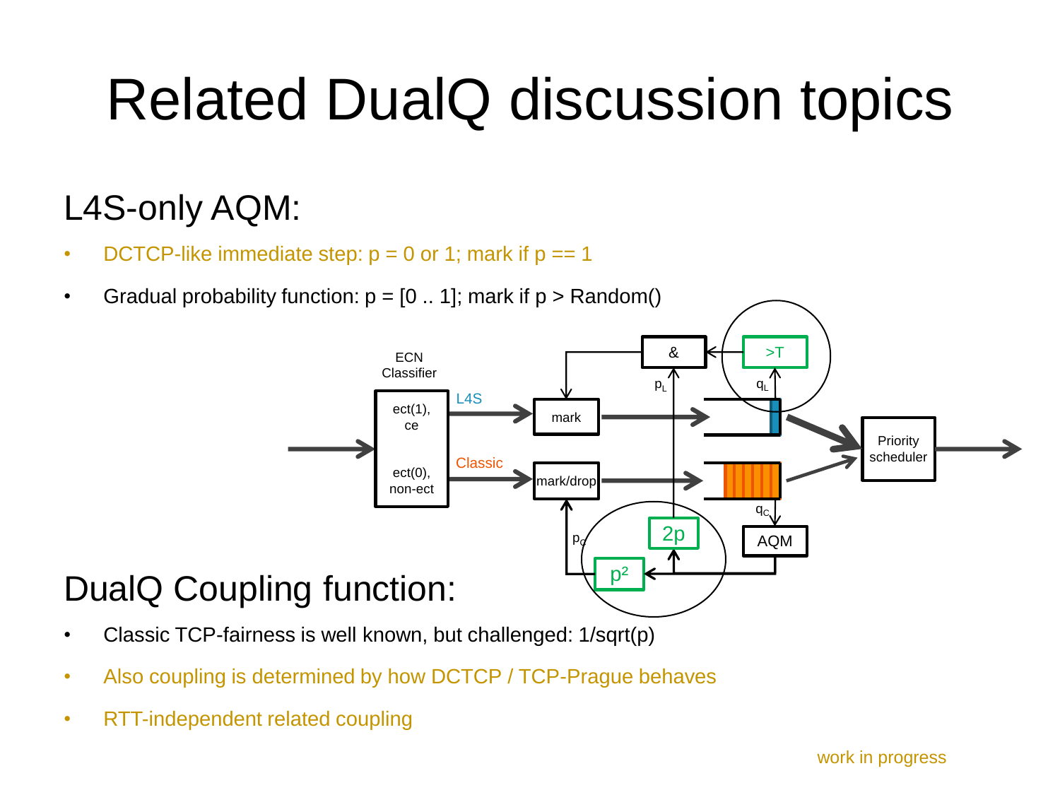# Related DualQ discussion topics

## L4S-only AQM:

- DCTCP-like immediate step: p = 0 or 1; mark if p == 1
- Gradual probability function: p = [0 .. 1]; mark if p > Random()

## DualQ Coupling function:

- Classic TCP-fairness is well known, but challenged: 1/sqrt(p)
- Also coupling is determined by how DCTCP / TCP-Prague behaves
- RTT-independent related coupling

work in progress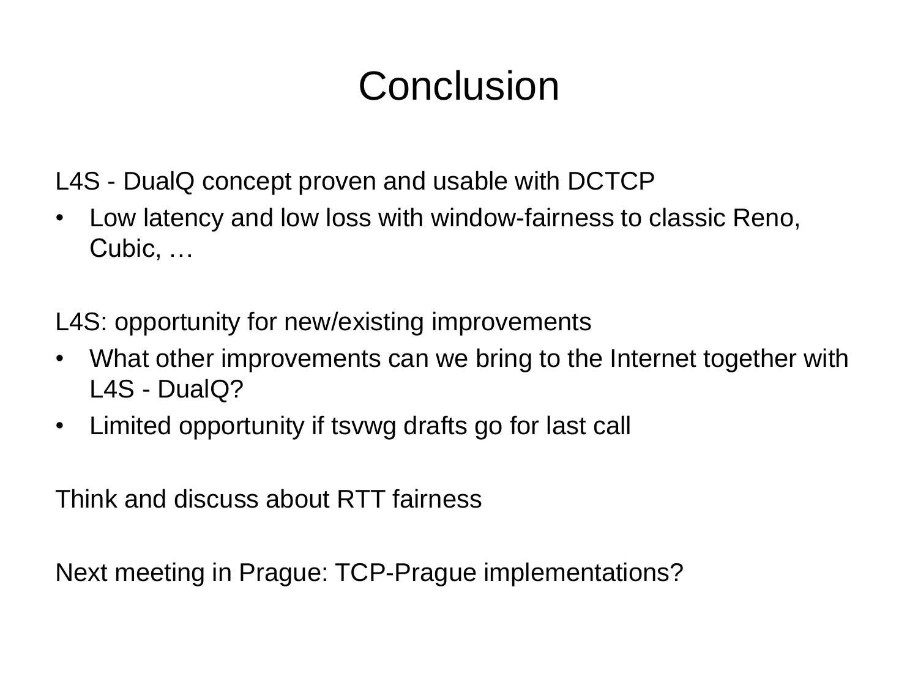# Conclusion

L4S - DualQ concept proven and usable with DCTCP

- Low latency and low loss with window-fairness to classic Reno, Cubic, …

L4S: opportunity for new/existing improvements

- What other improvements can we bring to the Internet together with L4S - DualQ?
- Limited opportunity if tsvwg drafts go for last call

Think and discuss about RTT fairness

Next meeting in Prague: TCP-Prague implementations?